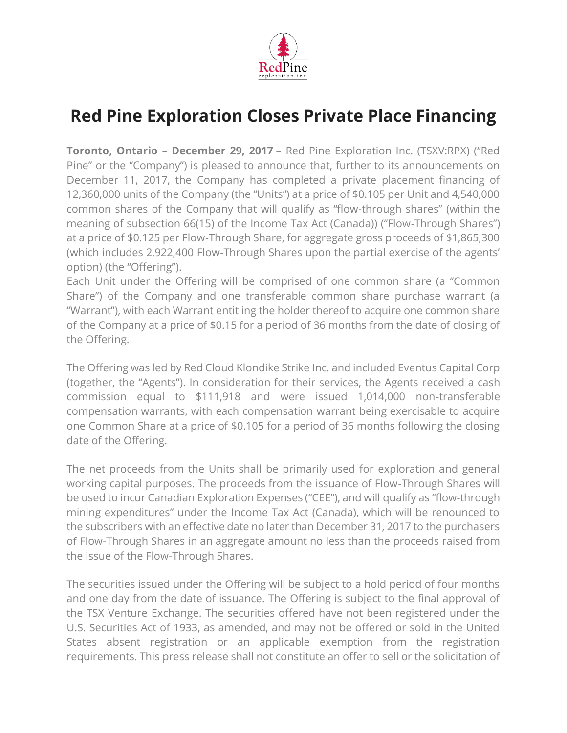# Red Pine Exploration Closes Private Place Financing

**Toronto, Ontario – December 29, 2017** – Red Pine Exploration Inc. (TSXV:RPX) ("Red Pine" or the "Company") is pleased to announce that, further to its announcements on December 11, 2017, the Company has completed a private placement financing of 12,360,000 units of the Company (the "Units") at a price of $0.105 per Unit and 4,540,000 common shares of the Company that will qualify as "flow-through shares" (within the meaning of subsection 66(15) of the Income Tax Act (Canada)) ("Flow-Through Shares") at a price of $0.125 per Flow-Through Share, for aggregate gross proceeds of $1,865,300 (which includes 2,922,400 Flow-Through Shares upon the partial exercise of the agents' option) (the "Offering").

Each Unit under the Offering will be comprised of one common share (a "Common Share") of the Company and one transferable common share purchase warrant (a "Warrant"), with each Warrant entitling the holder thereof to acquire one common share of the Company at a price of $0.15 for a period of 36 months from the date of closing of the Offering.

The Offering was led by Red Cloud Klondike Strike Inc. and included Eventus Capital Corp (together, the "Agents"). In consideration for their services, the Agents received a cash commission equal to $111,918 and were issued 1,014,000 non-transferable compensation warrants, with each compensation warrant being exercisable to acquire one Common Share at a price of $0.105 for a period of 36 months following the closing date of the Offering.

The net proceeds from the Units shall be primarily used for exploration and general working capital purposes. The proceeds from the issuance of Flow-Through Shares will be used to incur Canadian Exploration Expenses ("CEE"), and will qualify as "flow-through mining expenditures" under the Income Tax Act (Canada), which will be renounced to the subscribers with an effective date no later than December 31, 2017 to the purchasers of Flow-Through Shares in an aggregate amount no less than the proceeds raised from the issue of the Flow-Through Shares.

The securities issued under the Offering will be subject to a hold period of four months and one day from the date of issuance. The Offering is subject to the final approval of the TSX Venture Exchange. The securities offered have not been registered under the U.S. Securities Act of 1933, as amended, and may not be offered or sold in the United States absent registration or an applicable exemption from the registration requirements. This press release shall not constitute an offer to sell or the solicitation of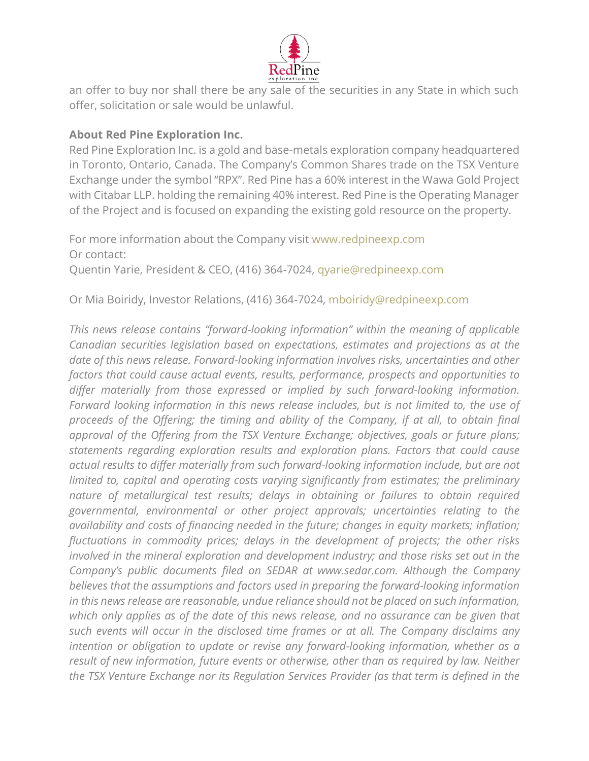an offer to buy nor shall there be any sale of the securities in any State in which such offer, solicitation or sale would be unlawful.

**About Red Pine Exploration Inc.**

Red Pine Exploration Inc. is a gold and base-metals exploration company headquartered in Toronto, Ontario, Canada. The Company's Common Shares trade on the TSX Venture Exchange under the symbol "RPX". Red Pine has a 60% interest in the Wawa Gold Project with Citabar LLP. holding the remaining 40% interest. Red Pine is the Operating Manager of the Project and is focused on expanding the existing gold resource on the property.

For more information about the Company visit www.redpineexp.com
Or contact:
Quentin Yarie, President & CEO, (416) 364-7024, qyarie@redpineexp.com

Or Mia Boiridy, Investor Relations, (416) 364-7024, mboiridy@redpineexp.com

*This news release contains "forward-looking information" within the meaning of applicable Canadian securities legislation based on expectations, estimates and projections as at the date of this news release. Forward-looking information involves risks, uncertainties and other factors that could cause actual events, results, performance, prospects and opportunities to differ materially from those expressed or implied by such forward-looking information. Forward looking information in this news release includes, but is not limited to, the use of proceeds of the Offering; the timing and ability of the Company, if at all, to obtain final approval of the Offering from the TSX Venture Exchange; objectives, goals or future plans; statements regarding exploration results and exploration plans. Factors that could cause actual results to differ materially from such forward-looking information include, but are not limited to, capital and operating costs varying significantly from estimates; the preliminary nature of metallurgical test results; delays in obtaining or failures to obtain required governmental, environmental or other project approvals; uncertainties relating to the availability and costs of financing needed in the future; changes in equity markets; inflation; fluctuations in commodity prices; delays in the development of projects; the other risks involved in the mineral exploration and development industry; and those risks set out in the Company's public documents filed on SEDAR at www.sedar.com. Although the Company believes that the assumptions and factors used in preparing the forward-looking information in this news release are reasonable, undue reliance should not be placed on such information, which only applies as of the date of this news release, and no assurance can be given that such events will occur in the disclosed time frames or at all. The Company disclaims any intention or obligation to update or revise any forward-looking information, whether as a result of new information, future events or otherwise, other than as required by law. Neither the TSX Venture Exchange nor its Regulation Services Provider (as that term is defined in the*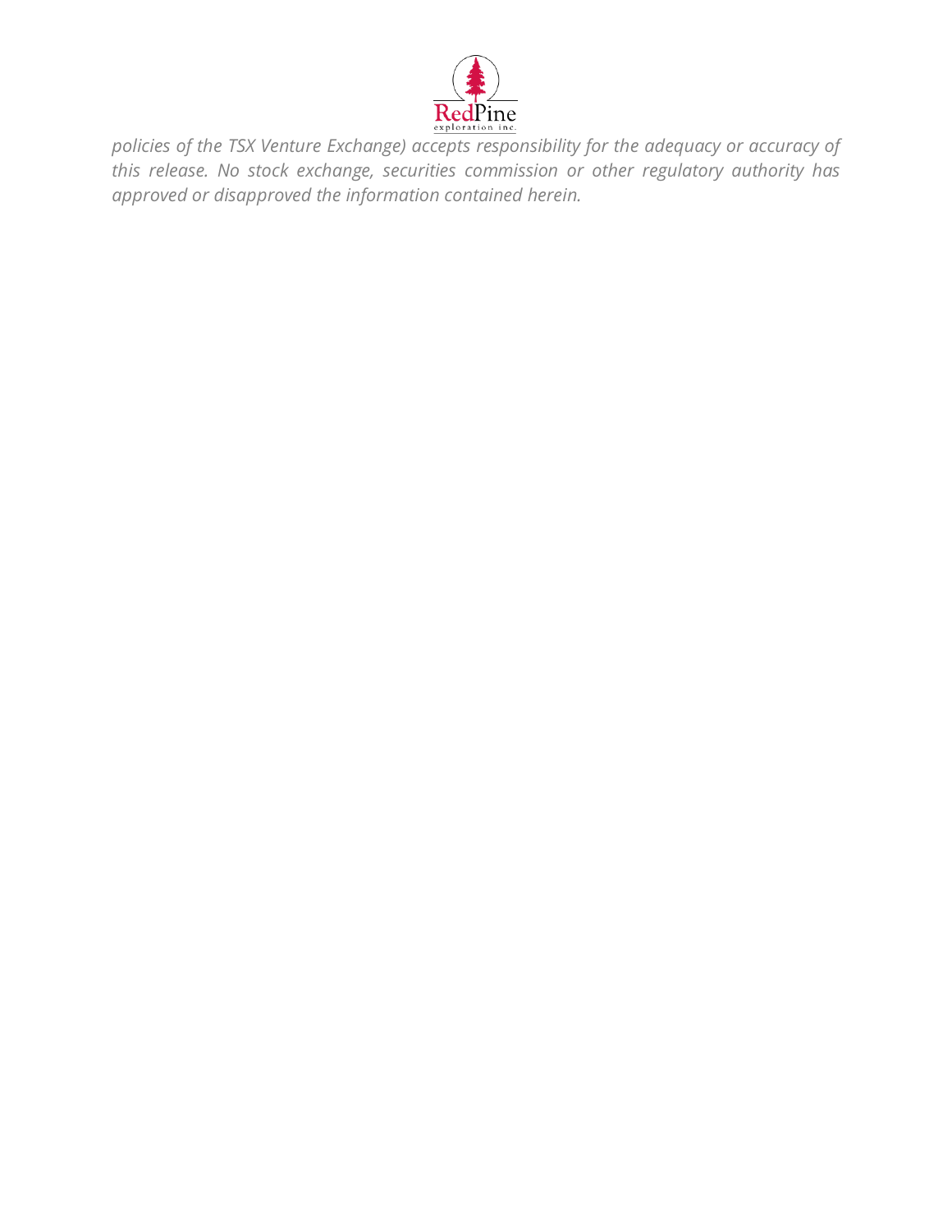*policies of the TSX Venture Exchange) accepts responsibility for the adequacy or accuracy of this release. No stock exchange, securities commission or other regulatory authority has approved or disapproved the information contained herein.*